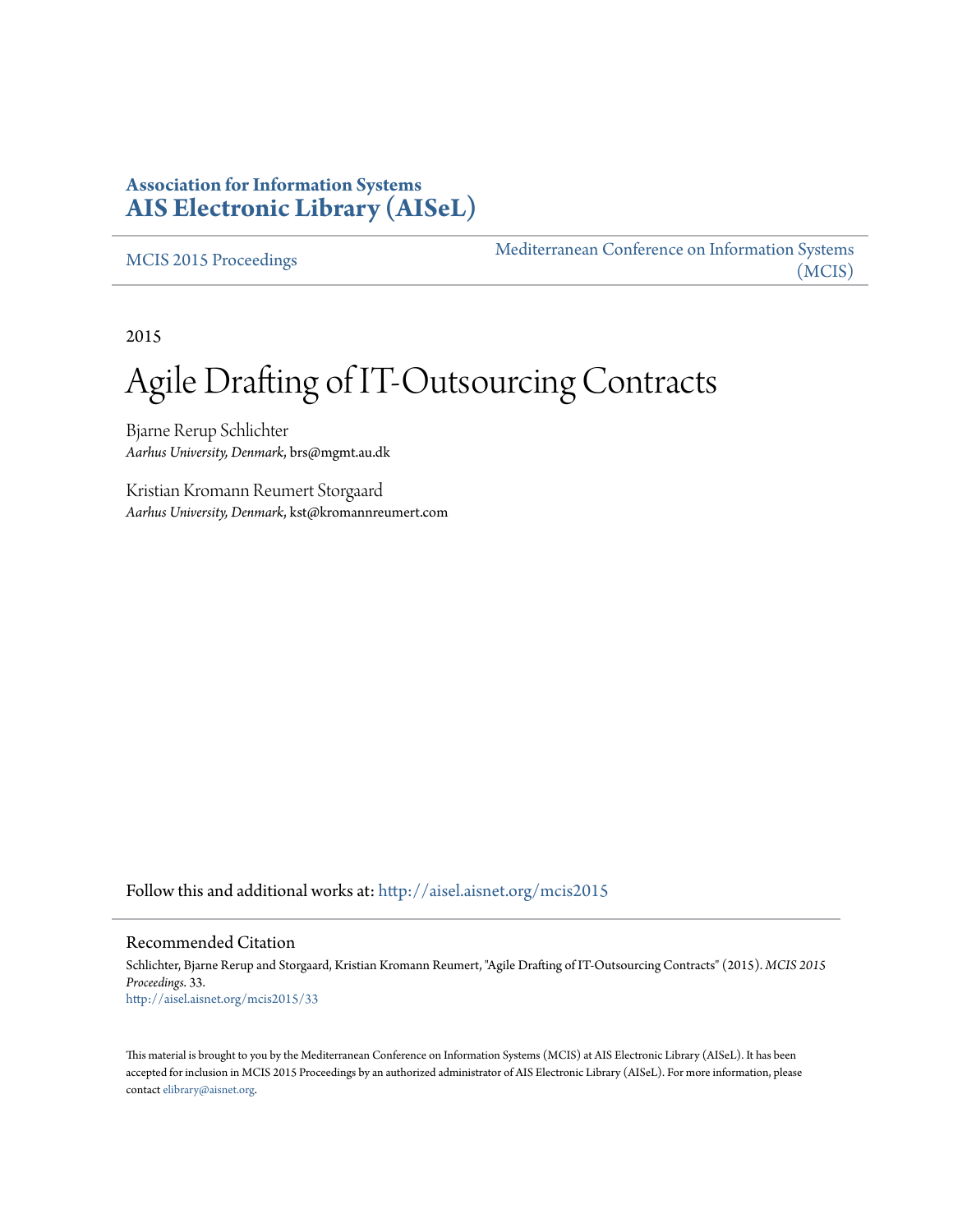**Association for Information Systems**
**AIS Electronic Library (AISeL)**

MCIS 2015 Proceedings

Mediterranean Conference on Information Systems (MCIS)

2015

# Agile Drafting of IT-Outsourcing Contracts

Bjarne Rerup Schlichter
*Aarhus University, Denmark*, brs@mgmt.au.dk

Kristian Kromann Reumert Storgaard
*Aarhus University, Denmark*, kst@kromannreumert.com

Follow this and additional works at: http://aisel.aisnet.org/mcis2015

## Recommended Citation

Schlichter, Bjarne Rerup and Storgaard, Kristian Kromann Reumert, "Agile Drafting of IT-Outsourcing Contracts" (2015). *MCIS 2015 Proceedings*. 33.
http://aisel.aisnet.org/mcis2015/33

This material is brought to you by the Mediterranean Conference on Information Systems (MCIS) at AIS Electronic Library (AISeL). It has been accepted for inclusion in MCIS 2015 Proceedings by an authorized administrator of AIS Electronic Library (AISeL). For more information, please contact elibrary@aisnet.org.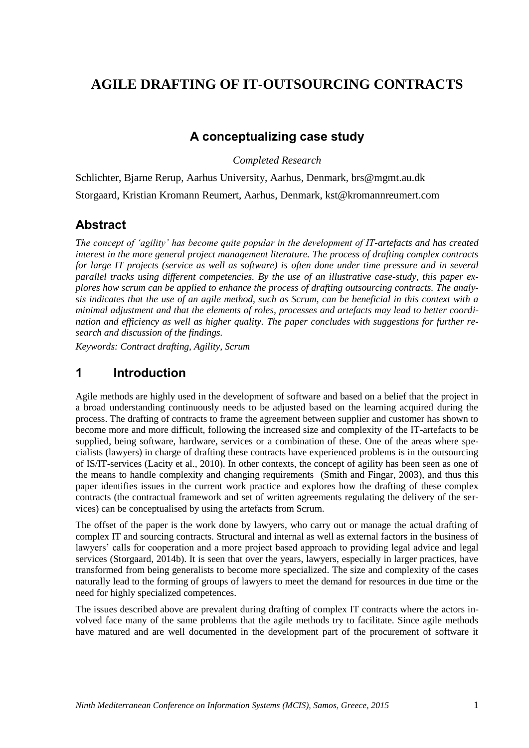# AGILE DRAFTING OF IT-OUTSOURCING CONTRACTS

## A conceptualizing case study

*Completed Research*

Schlichter, Bjarne Rerup, Aarhus University, Aarhus, Denmark, brs@mgmt.au.dk

Storgaard, Kristian Kromann Reumert, Aarhus, Denmark, kst@kromannreumert.com

## Abstract

*The concept of 'agility' has become quite popular in the development of IT-artefacts and has created interest in the more general project management literature. The process of drafting complex contracts for large IT projects (service as well as software) is often done under time pressure and in several parallel tracks using different competencies. By the use of an illustrative case-study, this paper explores how scrum can be applied to enhance the process of drafting outsourcing contracts. The analysis indicates that the use of an agile method, such as Scrum, can be beneficial in this context with a minimal adjustment and that the elements of roles, processes and artefacts may lead to better coordination and efficiency as well as higher quality. The paper concludes with suggestions for further research and discussion of the findings.*

*Keywords: Contract drafting, Agility, Scrum*

## 1 Introduction

Agile methods are highly used in the development of software and based on a belief that the project in a broad understanding continuously needs to be adjusted based on the learning acquired during the process. The drafting of contracts to frame the agreement between supplier and customer has shown to become more and more difficult, following the increased size and complexity of the IT-artefacts to be supplied, being software, hardware, services or a combination of these. One of the areas where specialists (lawyers) in charge of drafting these contracts have experienced problems is in the outsourcing of IS/IT-services (Lacity et al., 2010). In other contexts, the concept of agility has been seen as one of the means to handle complexity and changing requirements (Smith and Fingar, 2003), and thus this paper identifies issues in the current work practice and explores how the drafting of these complex contracts (the contractual framework and set of written agreements regulating the delivery of the services) can be conceptualised by using the artefacts from Scrum.

The offset of the paper is the work done by lawyers, who carry out or manage the actual drafting of complex IT and sourcing contracts. Structural and internal as well as external factors in the business of lawyers' calls for cooperation and a more project based approach to providing legal advice and legal services (Storgaard, 2014b). It is seen that over the years, lawyers, especially in larger practices, have transformed from being generalists to become more specialized. The size and complexity of the cases naturally lead to the forming of groups of lawyers to meet the demand for resources in due time or the need for highly specialized competences.

The issues described above are prevalent during drafting of complex IT contracts where the actors involved face many of the same problems that the agile methods try to facilitate. Since agile methods have matured and are well documented in the development part of the procurement of software it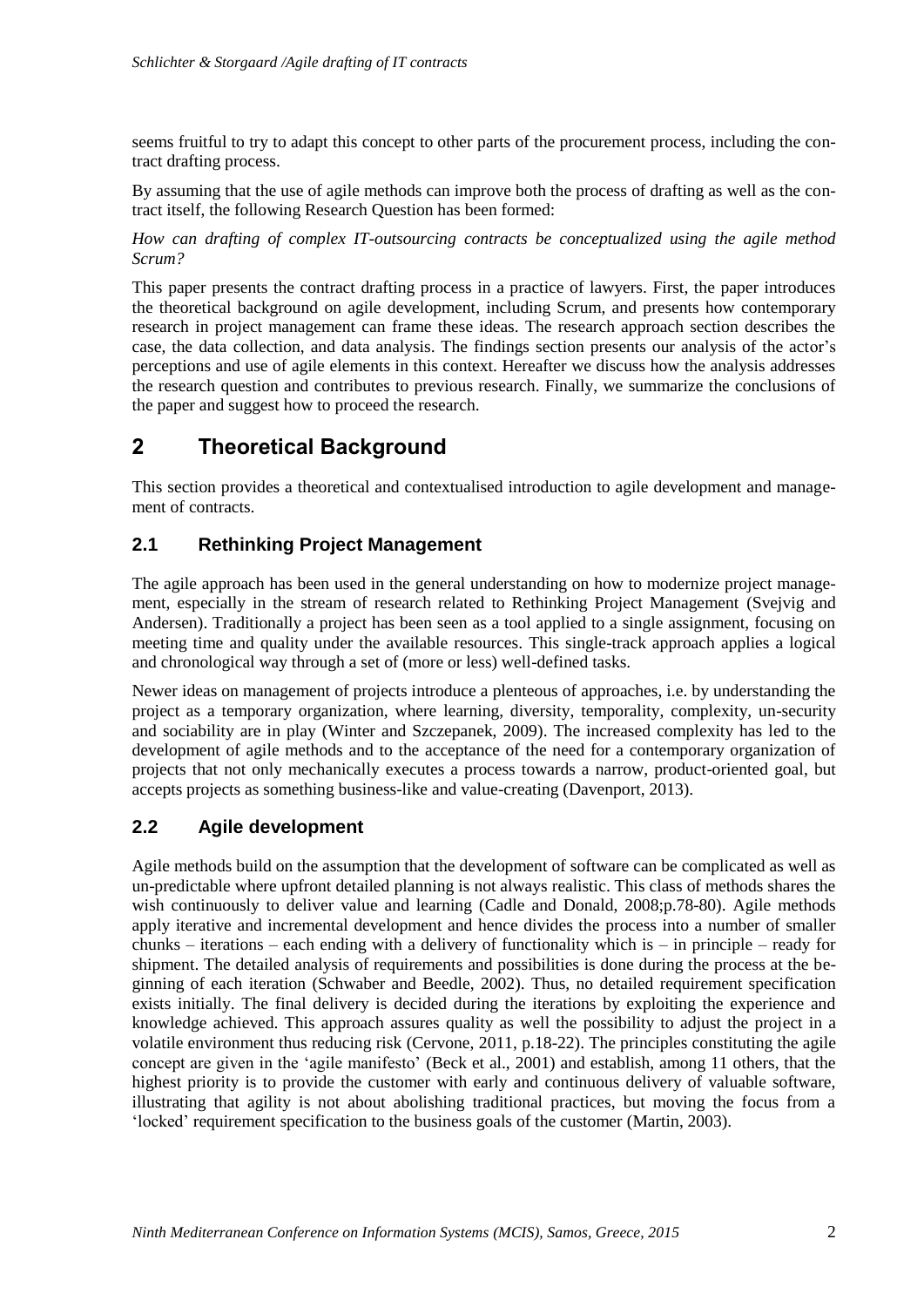seems fruitful to try to adapt this concept to other parts of the procurement process, including the contract drafting process.

By assuming that the use of agile methods can improve both the process of drafting as well as the contract itself, the following Research Question has been formed:

*How can drafting of complex IT-outsourcing contracts be conceptualized using the agile method Scrum?*

This paper presents the contract drafting process in a practice of lawyers. First, the paper introduces the theoretical background on agile development, including Scrum, and presents how contemporary research in project management can frame these ideas. The research approach section describes the case, the data collection, and data analysis. The findings section presents our analysis of the actor's perceptions and use of agile elements in this context. Hereafter we discuss how the analysis addresses the research question and contributes to previous research. Finally, we summarize the conclusions of the paper and suggest how to proceed the research.

# 2 Theoretical Background

This section provides a theoretical and contextualised introduction to agile development and management of contracts.

## 2.1 Rethinking Project Management

The agile approach has been used in the general understanding on how to modernize project management, especially in the stream of research related to Rethinking Project Management (Svejvig and Andersen). Traditionally a project has been seen as a tool applied to a single assignment, focusing on meeting time and quality under the available resources. This single-track approach applies a logical and chronological way through a set of (more or less) well-defined tasks.

Newer ideas on management of projects introduce a plenteous of approaches, i.e. by understanding the project as a temporary organization, where learning, diversity, temporality, complexity, un-security and sociability are in play (Winter and Szczepanek, 2009). The increased complexity has led to the development of agile methods and to the acceptance of the need for a contemporary organization of projects that not only mechanically executes a process towards a narrow, product-oriented goal, but accepts projects as something business-like and value-creating (Davenport, 2013).

## 2.2 Agile development

Agile methods build on the assumption that the development of software can be complicated as well as un-predictable where upfront detailed planning is not always realistic. This class of methods shares the wish continuously to deliver value and learning (Cadle and Donald, 2008;p.78-80). Agile methods apply iterative and incremental development and hence divides the process into a number of smaller chunks – iterations – each ending with a delivery of functionality which is – in principle – ready for shipment. The detailed analysis of requirements and possibilities is done during the process at the beginning of each iteration (Schwaber and Beedle, 2002). Thus, no detailed requirement specification exists initially. The final delivery is decided during the iterations by exploiting the experience and knowledge achieved. This approach assures quality as well the possibility to adjust the project in a volatile environment thus reducing risk (Cervone, 2011, p.18-22). The principles constituting the agile concept are given in the 'agile manifesto' (Beck et al., 2001) and establish, among 11 others, that the highest priority is to provide the customer with early and continuous delivery of valuable software, illustrating that agility is not about abolishing traditional practices, but moving the focus from a 'locked' requirement specification to the business goals of the customer (Martin, 2003).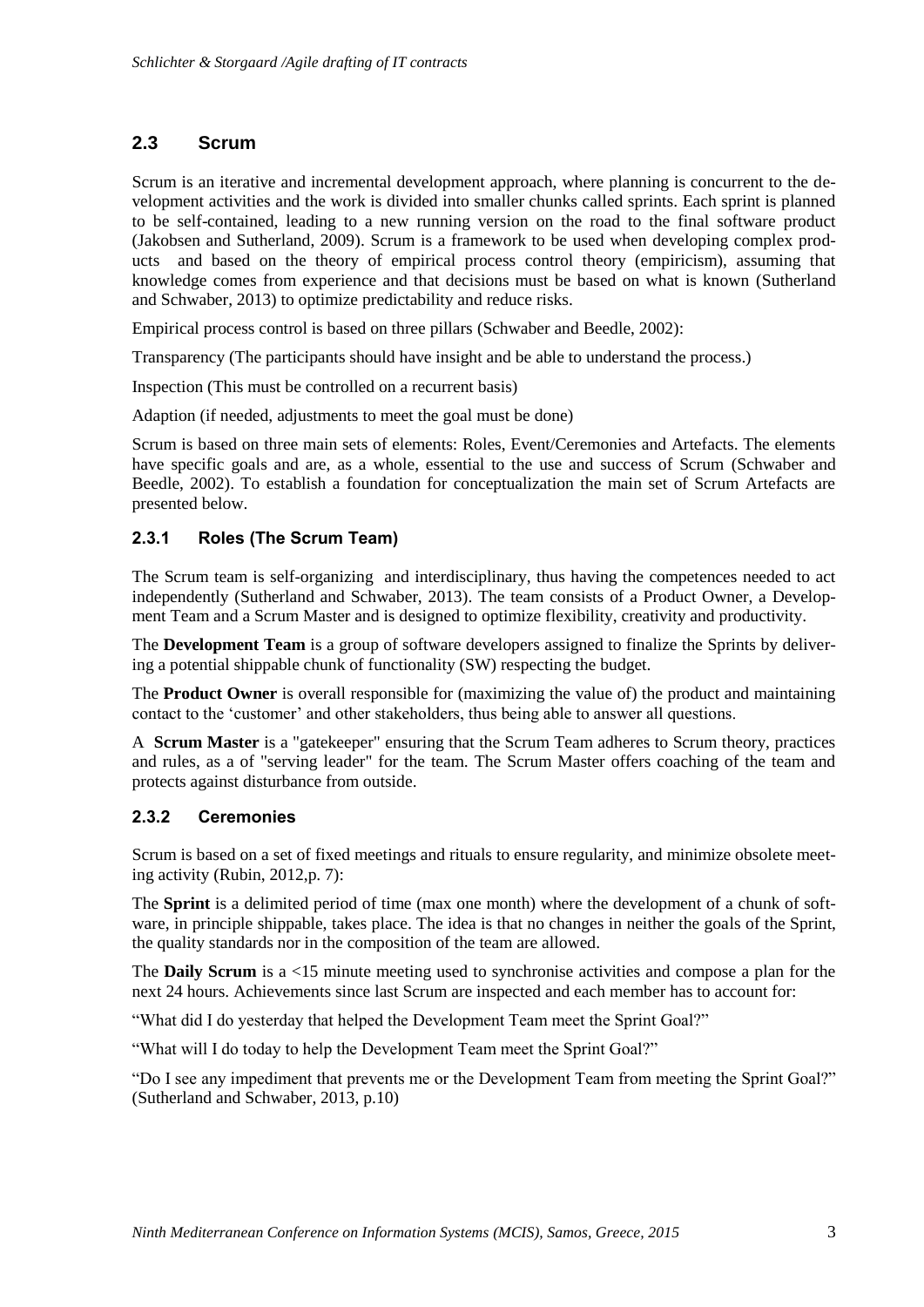## 2.3 Scrum

Scrum is an iterative and incremental development approach, where planning is concurrent to the development activities and the work is divided into smaller chunks called sprints. Each sprint is planned to be self-contained, leading to a new running version on the road to the final software product (Jakobsen and Sutherland, 2009). Scrum is a framework to be used when developing complex products and based on the theory of empirical process control theory (empiricism), assuming that knowledge comes from experience and that decisions must be based on what is known (Sutherland and Schwaber, 2013) to optimize predictability and reduce risks.

Empirical process control is based on three pillars (Schwaber and Beedle, 2002):

Transparency (The participants should have insight and be able to understand the process.)

Inspection (This must be controlled on a recurrent basis)

Adaption (if needed, adjustments to meet the goal must be done)

Scrum is based on three main sets of elements: Roles, Event/Ceremonies and Artefacts. The elements have specific goals and are, as a whole, essential to the use and success of Scrum (Schwaber and Beedle, 2002). To establish a foundation for conceptualization the main set of Scrum Artefacts are presented below.

### 2.3.1 Roles (The Scrum Team)

The Scrum team is self-organizing and interdisciplinary, thus having the competences needed to act independently (Sutherland and Schwaber, 2013). The team consists of a Product Owner, a Development Team and a Scrum Master and is designed to optimize flexibility, creativity and productivity.

The **Development Team** is a group of software developers assigned to finalize the Sprints by delivering a potential shippable chunk of functionality (SW) respecting the budget.

The **Product Owner** is overall responsible for (maximizing the value of) the product and maintaining contact to the 'customer' and other stakeholders, thus being able to answer all questions.

A **Scrum Master** is a "gatekeeper" ensuring that the Scrum Team adheres to Scrum theory, practices and rules, as a of "serving leader" for the team. The Scrum Master offers coaching of the team and protects against disturbance from outside.

### 2.3.2 Ceremonies

Scrum is based on a set of fixed meetings and rituals to ensure regularity, and minimize obsolete meeting activity (Rubin, 2012,p. 7):

The **Sprint** is a delimited period of time (max one month) where the development of a chunk of software, in principle shippable, takes place. The idea is that no changes in neither the goals of the Sprint, the quality standards nor in the composition of the team are allowed.

The **Daily Scrum** is a <15 minute meeting used to synchronise activities and compose a plan for the next 24 hours. Achievements since last Scrum are inspected and each member has to account for:

"What did I do yesterday that helped the Development Team meet the Sprint Goal?"

"What will I do today to help the Development Team meet the Sprint Goal?"

"Do I see any impediment that prevents me or the Development Team from meeting the Sprint Goal?" (Sutherland and Schwaber, 2013, p.10)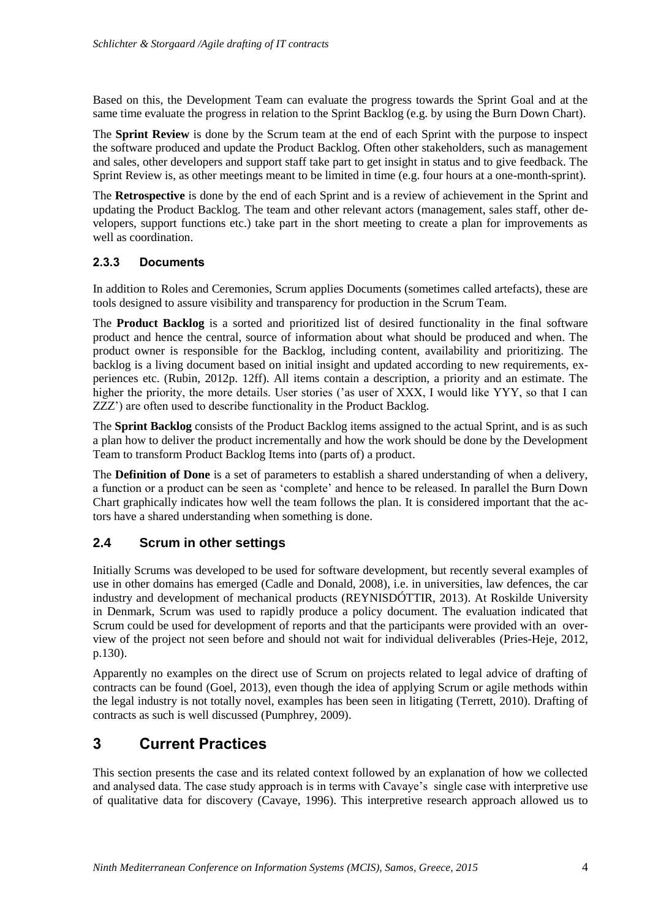Based on this, the Development Team can evaluate the progress towards the Sprint Goal and at the same time evaluate the progress in relation to the Sprint Backlog (e.g. by using the Burn Down Chart).

The **Sprint Review** is done by the Scrum team at the end of each Sprint with the purpose to inspect the software produced and update the Product Backlog. Often other stakeholders, such as management and sales, other developers and support staff take part to get insight in status and to give feedback. The Sprint Review is, as other meetings meant to be limited in time (e.g. four hours at a one-month-sprint).

The **Retrospective** is done by the end of each Sprint and is a review of achievement in the Sprint and updating the Product Backlog. The team and other relevant actors (management, sales staff, other developers, support functions etc.) take part in the short meeting to create a plan for improvements as well as coordination.

### 2.3.3 Documents

In addition to Roles and Ceremonies, Scrum applies Documents (sometimes called artefacts), these are tools designed to assure visibility and transparency for production in the Scrum Team.

The **Product Backlog** is a sorted and prioritized list of desired functionality in the final software product and hence the central, source of information about what should be produced and when. The product owner is responsible for the Backlog, including content, availability and prioritizing. The backlog is a living document based on initial insight and updated according to new requirements, experiences etc. (Rubin, 2012p. 12ff). All items contain a description, a priority and an estimate. The higher the priority, the more details. User stories ('as user of XXX, I would like YYY, so that I can ZZZ') are often used to describe functionality in the Product Backlog.

The **Sprint Backlog** consists of the Product Backlog items assigned to the actual Sprint, and is as such a plan how to deliver the product incrementally and how the work should be done by the Development Team to transform Product Backlog Items into (parts of) a product.

The **Definition of Done** is a set of parameters to establish a shared understanding of when a delivery, a function or a product can be seen as 'complete' and hence to be released. In parallel the Burn Down Chart graphically indicates how well the team follows the plan. It is considered important that the actors have a shared understanding when something is done.

## 2.4 Scrum in other settings

Initially Scrums was developed to be used for software development, but recently several examples of use in other domains has emerged (Cadle and Donald, 2008), i.e. in universities, law defences, the car industry and development of mechanical products (REYNISDÓTTIR, 2013). At Roskilde University in Denmark, Scrum was used to rapidly produce a policy document. The evaluation indicated that Scrum could be used for development of reports and that the participants were provided with an overview of the project not seen before and should not wait for individual deliverables (Pries-Heje, 2012, p.130).

Apparently no examples on the direct use of Scrum on projects related to legal advice of drafting of contracts can be found (Goel, 2013), even though the idea of applying Scrum or agile methods within the legal industry is not totally novel, examples has been seen in litigating (Terrett, 2010). Drafting of contracts as such is well discussed (Pumphrey, 2009).

# 3 Current Practices

This section presents the case and its related context followed by an explanation of how we collected and analysed data. The case study approach is in terms with Cavaye's single case with interpretive use of qualitative data for discovery (Cavaye, 1996). This interpretive research approach allowed us to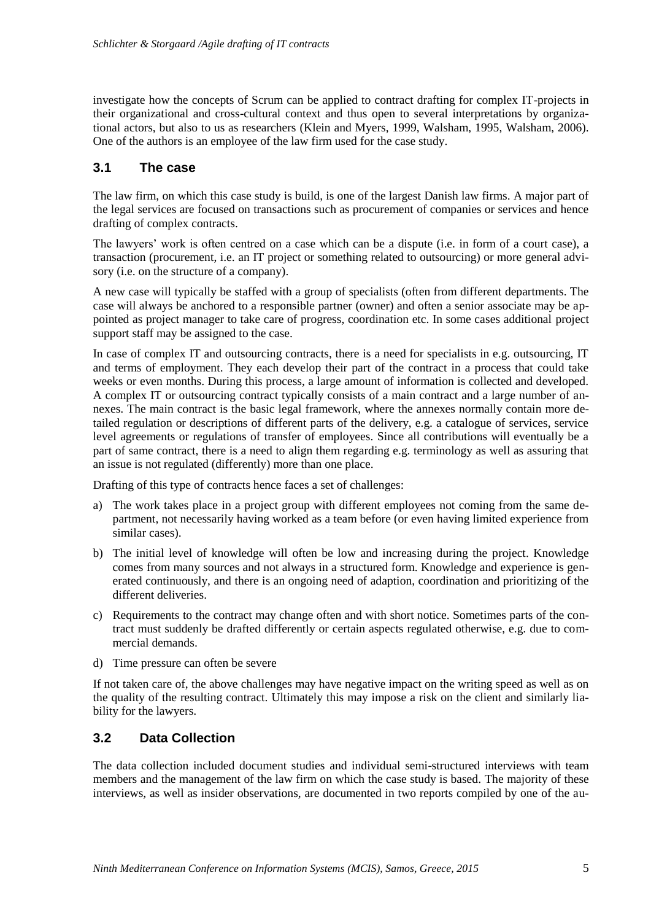investigate how the concepts of Scrum can be applied to contract drafting for complex IT-projects in their organizational and cross-cultural context and thus open to several interpretations by organizational actors, but also to us as researchers (Klein and Myers, 1999, Walsham, 1995, Walsham, 2006). One of the authors is an employee of the law firm used for the case study.

## 3.1 The case

The law firm, on which this case study is build, is one of the largest Danish law firms. A major part of the legal services are focused on transactions such as procurement of companies or services and hence drafting of complex contracts.

The lawyers' work is often centred on a case which can be a dispute (i.e. in form of a court case), a transaction (procurement, i.e. an IT project or something related to outsourcing) or more general advisory (i.e. on the structure of a company).

A new case will typically be staffed with a group of specialists (often from different departments. The case will always be anchored to a responsible partner (owner) and often a senior associate may be appointed as project manager to take care of progress, coordination etc. In some cases additional project support staff may be assigned to the case.

In case of complex IT and outsourcing contracts, there is a need for specialists in e.g. outsourcing, IT and terms of employment. They each develop their part of the contract in a process that could take weeks or even months. During this process, a large amount of information is collected and developed. A complex IT or outsourcing contract typically consists of a main contract and a large number of annexes. The main contract is the basic legal framework, where the annexes normally contain more detailed regulation or descriptions of different parts of the delivery, e.g. a catalogue of services, service level agreements or regulations of transfer of employees. Since all contributions will eventually be a part of same contract, there is a need to align them regarding e.g. terminology as well as assuring that an issue is not regulated (differently) more than one place.

Drafting of this type of contracts hence faces a set of challenges:

a) The work takes place in a project group with different employees not coming from the same department, not necessarily having worked as a team before (or even having limited experience from similar cases).

b) The initial level of knowledge will often be low and increasing during the project. Knowledge comes from many sources and not always in a structured form. Knowledge and experience is generated continuously, and there is an ongoing need of adaption, coordination and prioritizing of the different deliveries.

c) Requirements to the contract may change often and with short notice. Sometimes parts of the contract must suddenly be drafted differently or certain aspects regulated otherwise, e.g. due to commercial demands.

d) Time pressure can often be severe

If not taken care of, the above challenges may have negative impact on the writing speed as well as on the quality of the resulting contract. Ultimately this may impose a risk on the client and similarly liability for the lawyers.

## 3.2 Data Collection

The data collection included document studies and individual semi-structured interviews with team members and the management of the law firm on which the case study is based. The majority of these interviews, as well as insider observations, are documented in two reports compiled by one of the au-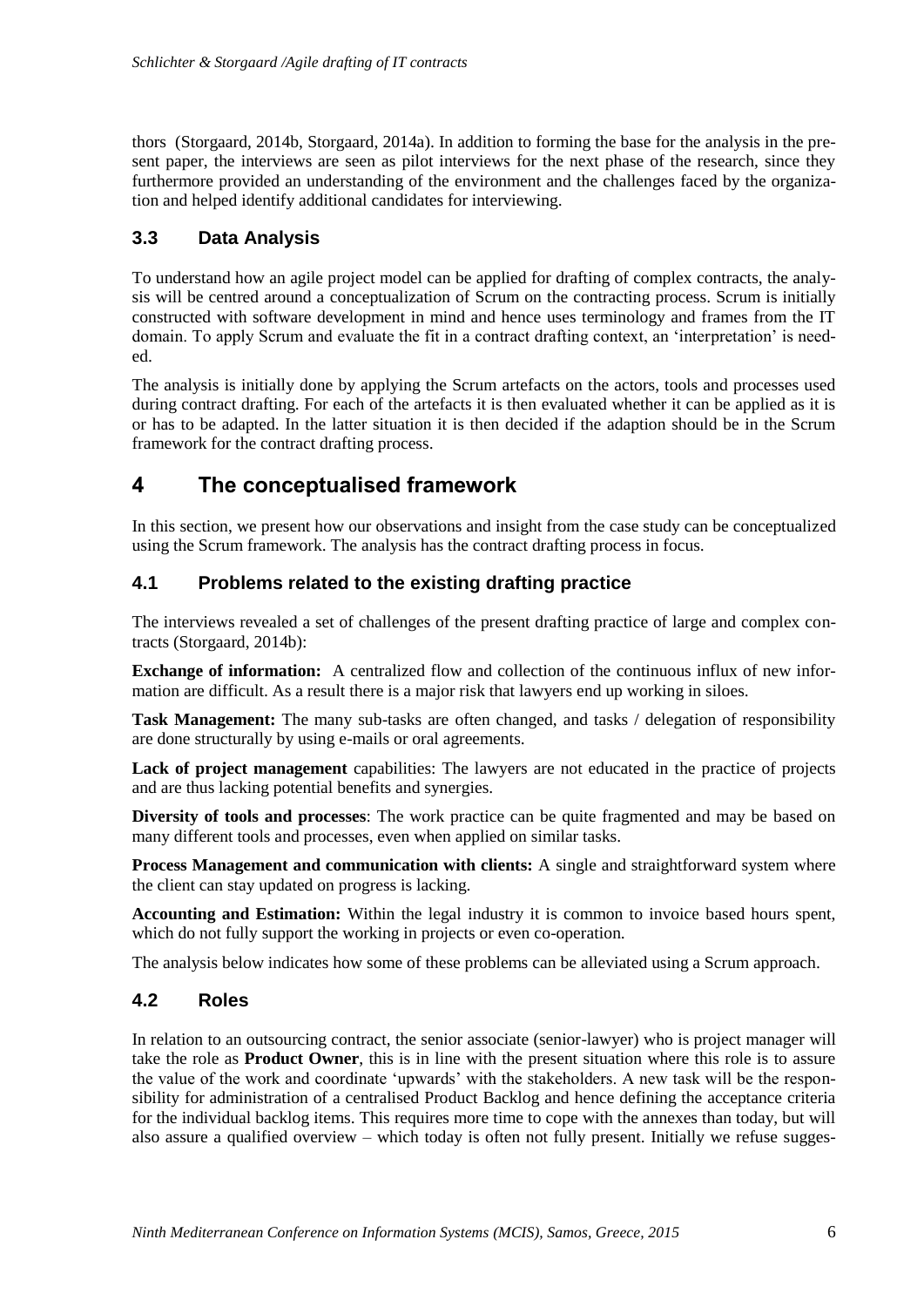thors (Storgaard, 2014b, Storgaard, 2014a). In addition to forming the base for the analysis in the present paper, the interviews are seen as pilot interviews for the next phase of the research, since they furthermore provided an understanding of the environment and the challenges faced by the organization and helped identify additional candidates for interviewing.

### 3.3 Data Analysis

To understand how an agile project model can be applied for drafting of complex contracts, the analysis will be centred around a conceptualization of Scrum on the contracting process. Scrum is initially constructed with software development in mind and hence uses terminology and frames from the IT domain. To apply Scrum and evaluate the fit in a contract drafting context, an 'interpretation' is needed.

The analysis is initially done by applying the Scrum artefacts on the actors, tools and processes used during contract drafting. For each of the artefacts it is then evaluated whether it can be applied as it is or has to be adapted. In the latter situation it is then decided if the adaption should be in the Scrum framework for the contract drafting process.

## 4 The conceptualised framework

In this section, we present how our observations and insight from the case study can be conceptualized using the Scrum framework. The analysis has the contract drafting process in focus.

### 4.1 Problems related to the existing drafting practice

The interviews revealed a set of challenges of the present drafting practice of large and complex contracts (Storgaard, 2014b):

**Exchange of information:** A centralized flow and collection of the continuous influx of new information are difficult. As a result there is a major risk that lawyers end up working in siloes.

**Task Management:** The many sub-tasks are often changed, and tasks / delegation of responsibility are done structurally by using e-mails or oral agreements.

**Lack of project management** capabilities: The lawyers are not educated in the practice of projects and are thus lacking potential benefits and synergies.

**Diversity of tools and processes**: The work practice can be quite fragmented and may be based on many different tools and processes, even when applied on similar tasks.

**Process Management and communication with clients:** A single and straightforward system where the client can stay updated on progress is lacking.

**Accounting and Estimation:** Within the legal industry it is common to invoice based hours spent, which do not fully support the working in projects or even co-operation.

The analysis below indicates how some of these problems can be alleviated using a Scrum approach.

### 4.2 Roles

In relation to an outsourcing contract, the senior associate (senior-lawyer) who is project manager will take the role as **Product Owner**, this is in line with the present situation where this role is to assure the value of the work and coordinate 'upwards' with the stakeholders. A new task will be the responsibility for administration of a centralised Product Backlog and hence defining the acceptance criteria for the individual backlog items. This requires more time to cope with the annexes than today, but will also assure a qualified overview – which today is often not fully present. Initially we refuse sugges-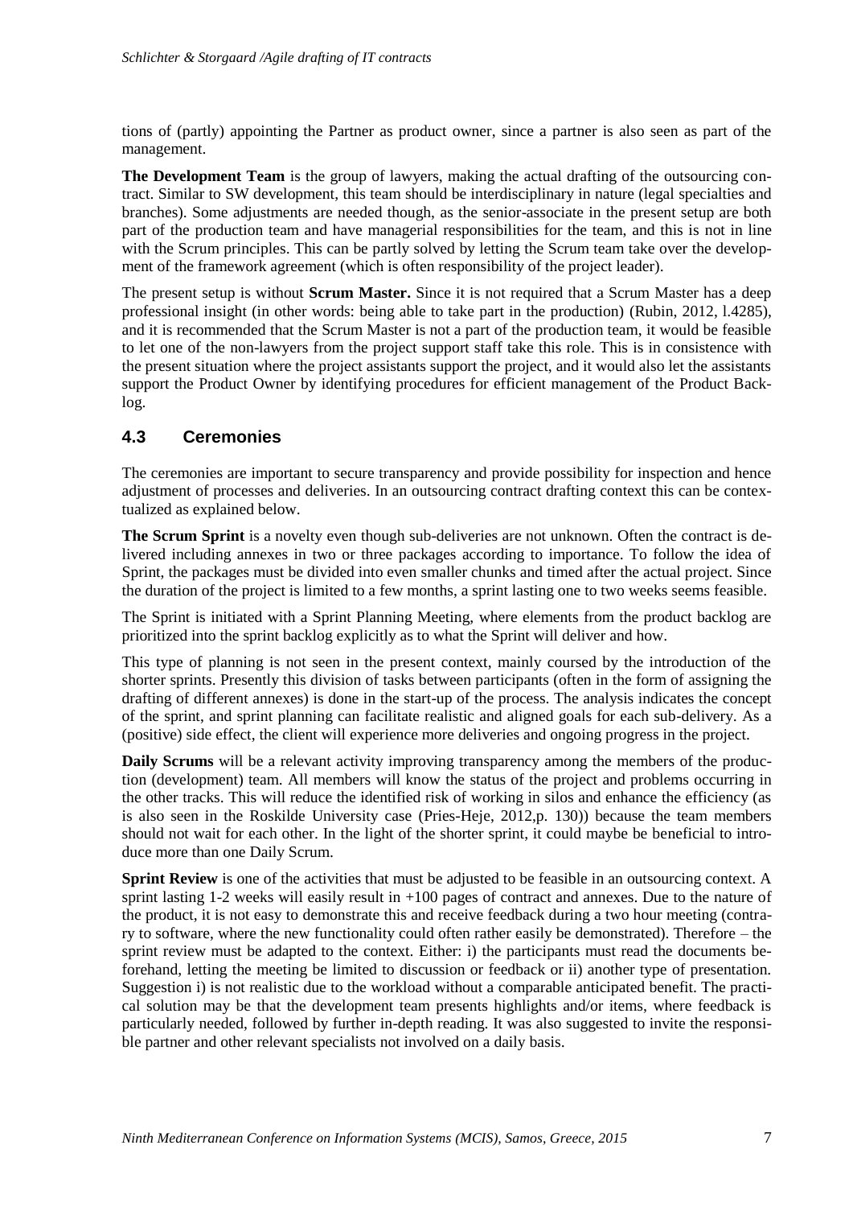tions of (partly) appointing the Partner as product owner, since a partner is also seen as part of the management.

**The Development Team** is the group of lawyers, making the actual drafting of the outsourcing contract. Similar to SW development, this team should be interdisciplinary in nature (legal specialties and branches). Some adjustments are needed though, as the senior-associate in the present setup are both part of the production team and have managerial responsibilities for the team, and this is not in line with the Scrum principles. This can be partly solved by letting the Scrum team take over the development of the framework agreement (which is often responsibility of the project leader).

The present setup is without **Scrum Master.** Since it is not required that a Scrum Master has a deep professional insight (in other words: being able to take part in the production) (Rubin, 2012, l.4285), and it is recommended that the Scrum Master is not a part of the production team, it would be feasible to let one of the non-lawyers from the project support staff take this role. This is in consistence with the present situation where the project assistants support the project, and it would also let the assistants support the Product Owner by identifying procedures for efficient management of the Product Backlog.

## 4.3 Ceremonies

The ceremonies are important to secure transparency and provide possibility for inspection and hence adjustment of processes and deliveries. In an outsourcing contract drafting context this can be contextualized as explained below.

**The Scrum Sprint** is a novelty even though sub-deliveries are not unknown. Often the contract is delivered including annexes in two or three packages according to importance. To follow the idea of Sprint, the packages must be divided into even smaller chunks and timed after the actual project. Since the duration of the project is limited to a few months, a sprint lasting one to two weeks seems feasible.

The Sprint is initiated with a Sprint Planning Meeting, where elements from the product backlog are prioritized into the sprint backlog explicitly as to what the Sprint will deliver and how.

This type of planning is not seen in the present context, mainly coursed by the introduction of the shorter sprints. Presently this division of tasks between participants (often in the form of assigning the drafting of different annexes) is done in the start-up of the process. The analysis indicates the concept of the sprint, and sprint planning can facilitate realistic and aligned goals for each sub-delivery. As a (positive) side effect, the client will experience more deliveries and ongoing progress in the project.

**Daily Scrums** will be a relevant activity improving transparency among the members of the production (development) team. All members will know the status of the project and problems occurring in the other tracks. This will reduce the identified risk of working in silos and enhance the efficiency (as is also seen in the Roskilde University case (Pries-Heje, 2012,p. 130)) because the team members should not wait for each other. In the light of the shorter sprint, it could maybe be beneficial to introduce more than one Daily Scrum.

**Sprint Review** is one of the activities that must be adjusted to be feasible in an outsourcing context. A sprint lasting 1-2 weeks will easily result in +100 pages of contract and annexes. Due to the nature of the product, it is not easy to demonstrate this and receive feedback during a two hour meeting (contrary to software, where the new functionality could often rather easily be demonstrated). Therefore – the sprint review must be adapted to the context. Either: i) the participants must read the documents beforehand, letting the meeting be limited to discussion or feedback or ii) another type of presentation. Suggestion i) is not realistic due to the workload without a comparable anticipated benefit. The practical solution may be that the development team presents highlights and/or items, where feedback is particularly needed, followed by further in-depth reading. It was also suggested to invite the responsible partner and other relevant specialists not involved on a daily basis.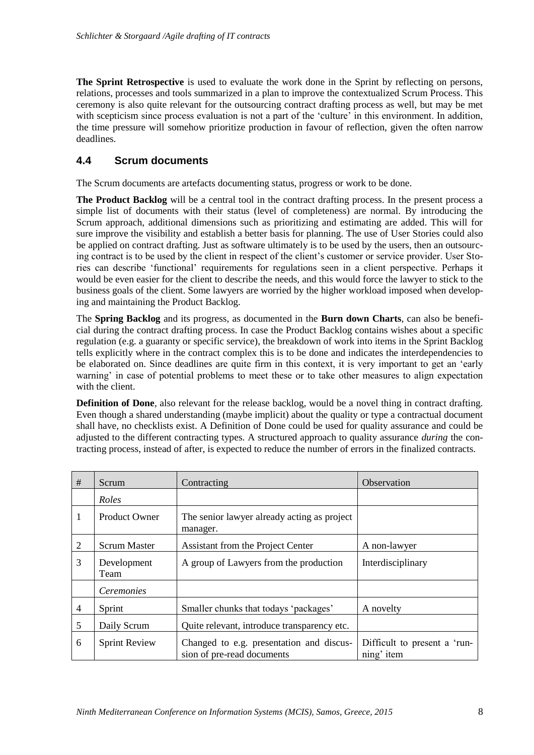**The Sprint Retrospective** is used to evaluate the work done in the Sprint by reflecting on persons, relations, processes and tools summarized in a plan to improve the contextualized Scrum Process. This ceremony is also quite relevant for the outsourcing contract drafting process as well, but may be met with scepticism since process evaluation is not a part of the 'culture' in this environment. In addition, the time pressure will somehow prioritize production in favour of reflection, given the often narrow deadlines.

## 4.4 Scrum documents

The Scrum documents are artefacts documenting status, progress or work to be done.

**The Product Backlog** will be a central tool in the contract drafting process. In the present process a simple list of documents with their status (level of completeness) are normal. By introducing the Scrum approach, additional dimensions such as prioritizing and estimating are added. This will for sure improve the visibility and establish a better basis for planning. The use of User Stories could also be applied on contract drafting. Just as software ultimately is to be used by the users, then an outsourcing contract is to be used by the client in respect of the client's customer or service provider. User Stories can describe 'functional' requirements for regulations seen in a client perspective. Perhaps it would be even easier for the client to describe the needs, and this would force the lawyer to stick to the business goals of the client. Some lawyers are worried by the higher workload imposed when developing and maintaining the Product Backlog.

The **Spring Backlog** and its progress, as documented in the **Burn down Charts**, can also be beneficial during the contract drafting process. In case the Product Backlog contains wishes about a specific regulation (e.g. a guaranty or specific service), the breakdown of work into items in the Sprint Backlog tells explicitly where in the contract complex this is to be done and indicates the interdependencies to be elaborated on. Since deadlines are quite firm in this context, it is very important to get an 'early warning' in case of potential problems to meet these or to take other measures to align expectation with the client.

**Definition of Done**, also relevant for the release backlog, would be a novel thing in contract drafting. Even though a shared understanding (maybe implicit) about the quality or type a contractual document shall have, no checklists exist. A Definition of Done could be used for quality assurance and could be adjusted to the different contracting types. A structured approach to quality assurance *during* the contracting process, instead of after, is expected to reduce the number of errors in the finalized contracts.

| # | Scrum | Contracting | Observation |
|---|---|---|---|
| | *Roles* | | |
| 1 | Product Owner | The senior lawyer already acting as project manager. | |
| 2 | Scrum Master | Assistant from the Project Center | A non-lawyer |
| 3 | Development Team | A group of Lawyers from the production | Interdisciplinary |
| | *Ceremonies* | | |
| 4 | Sprint | Smaller chunks that todays 'packages' | A novelty |
| 5 | Daily Scrum | Quite relevant, introduce transparency etc. | |
| 6 | Sprint Review | Changed to e.g. presentation and discussion of pre-read documents | Difficult to present a 'running' item |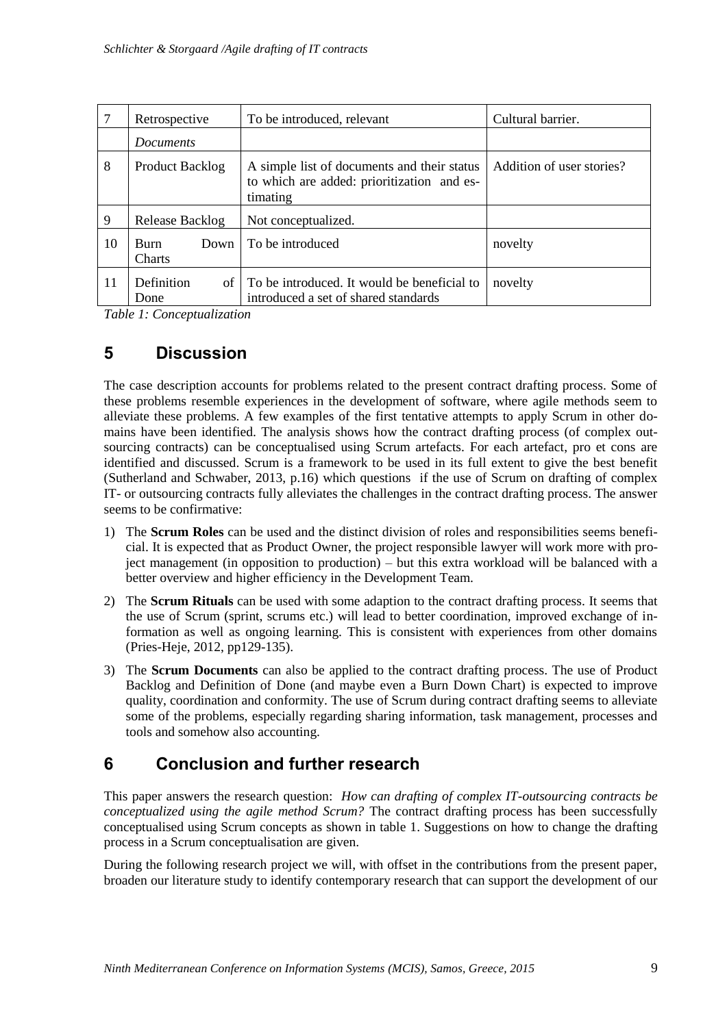| 7 | Retrospective | To be introduced, relevant | Cultural barrier. |
|---|---|---|---|
| | *Documents* | | |
| 8 | Product Backlog | A simple list of documents and their status to which are added: prioritization and estimating | Addition of user stories? |
| 9 | Release Backlog | Not conceptualized. | |
| 10 | Burn Down Charts | To be introduced | novelty |
| 11 | Definition of Done | To be introduced. It would be beneficial to introduced a set of shared standards | novelty |

*Table 1: Conceptualization*

# 5 Discussion

The case description accounts for problems related to the present contract drafting process. Some of these problems resemble experiences in the development of software, where agile methods seem to alleviate these problems. A few examples of the first tentative attempts to apply Scrum in other domains have been identified. The analysis shows how the contract drafting process (of complex outsourcing contracts) can be conceptualised using Scrum artefacts. For each artefact, pro et cons are identified and discussed. Scrum is a framework to be used in its full extent to give the best benefit (Sutherland and Schwaber, 2013, p.16) which questions if the use of Scrum on drafting of complex IT- or outsourcing contracts fully alleviates the challenges in the contract drafting process. The answer seems to be confirmative:

1) The **Scrum Roles** can be used and the distinct division of roles and responsibilities seems beneficial. It is expected that as Product Owner, the project responsible lawyer will work more with project management (in opposition to production) – but this extra workload will be balanced with a better overview and higher efficiency in the Development Team.
2) The **Scrum Rituals** can be used with some adaption to the contract drafting process. It seems that the use of Scrum (sprint, scrums etc.) will lead to better coordination, improved exchange of information as well as ongoing learning. This is consistent with experiences from other domains (Pries-Heje, 2012, pp129-135).
3) The **Scrum Documents** can also be applied to the contract drafting process. The use of Product Backlog and Definition of Done (and maybe even a Burn Down Chart) is expected to improve quality, coordination and conformity. The use of Scrum during contract drafting seems to alleviate some of the problems, especially regarding sharing information, task management, processes and tools and somehow also accounting.

# 6 Conclusion and further research

This paper answers the research question: *How can drafting of complex IT-outsourcing contracts be conceptualized using the agile method Scrum?* The contract drafting process has been successfully conceptualised using Scrum concepts as shown in table 1. Suggestions on how to change the drafting process in a Scrum conceptualisation are given.

During the following research project we will, with offset in the contributions from the present paper, broaden our literature study to identify contemporary research that can support the development of our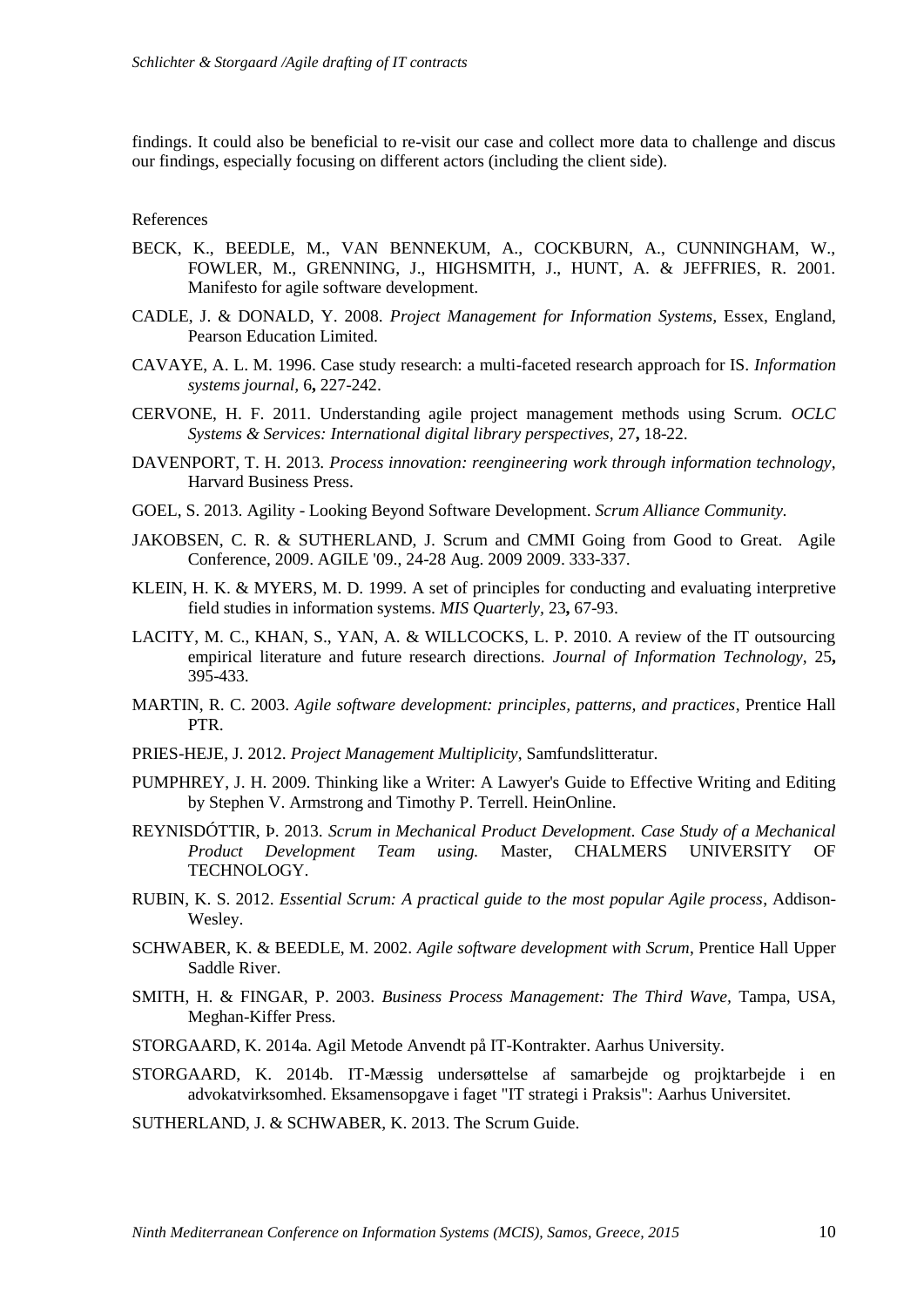findings. It could also be beneficial to re-visit our case and collect more data to challenge and discus our findings, especially focusing on different actors (including the client side).

References

BECK, K., BEEDLE, M., VAN BENNEKUM, A., COCKBURN, A., CUNNINGHAM, W., FOWLER, M., GRENNING, J., HIGHSMITH, J., HUNT, A. & JEFFRIES, R. 2001. Manifesto for agile software development.

CADLE, J. & DONALD, Y. 2008. *Project Management for Information Systems,* Essex, England, Pearson Education Limited.

CAVAYE, A. L. M. 1996. Case study research: a multi-faceted research approach for IS. *Information systems journal,* 6**,** 227-242.

CERVONE, H. F. 2011. Understanding agile project management methods using Scrum. *OCLC Systems & Services: International digital library perspectives,* 27**,** 18-22.

DAVENPORT, T. H. 2013. *Process innovation: reengineering work through information technology*, Harvard Business Press.

GOEL, S. 2013. Agility - Looking Beyond Software Development. *Scrum Alliance Community.*

JAKOBSEN, C. R. & SUTHERLAND, J. Scrum and CMMI Going from Good to Great. Agile Conference, 2009. AGILE '09., 24-28 Aug. 2009 2009. 333-337.

KLEIN, H. K. & MYERS, M. D. 1999. A set of principles for conducting and evaluating interpretive field studies in information systems. *MIS Quarterly,* 23**,** 67-93.

LACITY, M. C., KHAN, S., YAN, A. & WILLCOCKS, L. P. 2010. A review of the IT outsourcing empirical literature and future research directions. *Journal of Information Technology,* 25**,** 395-433.

MARTIN, R. C. 2003. *Agile software development: principles, patterns, and practices*, Prentice Hall PTR.

PRIES-HEJE, J. 2012. *Project Management Multiplicity*, Samfundslitteratur.

PUMPHREY, J. H. 2009. Thinking like a Writer: A Lawyer's Guide to Effective Writing and Editing by Stephen V. Armstrong and Timothy P. Terrell. HeinOnline.

REYNISDÓTTIR, Þ. 2013. *Scrum in Mechanical Product Development. Case Study of a Mechanical Product Development Team using.* Master, CHALMERS UNIVERSITY OF TECHNOLOGY.

RUBIN, K. S. 2012. *Essential Scrum: A practical guide to the most popular Agile process*, Addison-Wesley.

SCHWABER, K. & BEEDLE, M. 2002. *Agile software development with Scrum*, Prentice Hall Upper Saddle River.

SMITH, H. & FINGAR, P. 2003. *Business Process Management: The Third Wave,* Tampa, USA, Meghan-Kiffer Press.

STORGAARD, K. 2014a. Agil Metode Anvendt på IT-Kontrakter. Aarhus University.

STORGAARD, K. 2014b. IT-Mæssig undersøttelse af samarbejde og projktarbejde i en advokatvirksomhed. Eksamensopgave i faget "IT strategi i Praksis": Aarhus Universitet.

SUTHERLAND, J. & SCHWABER, K. 2013. The Scrum Guide.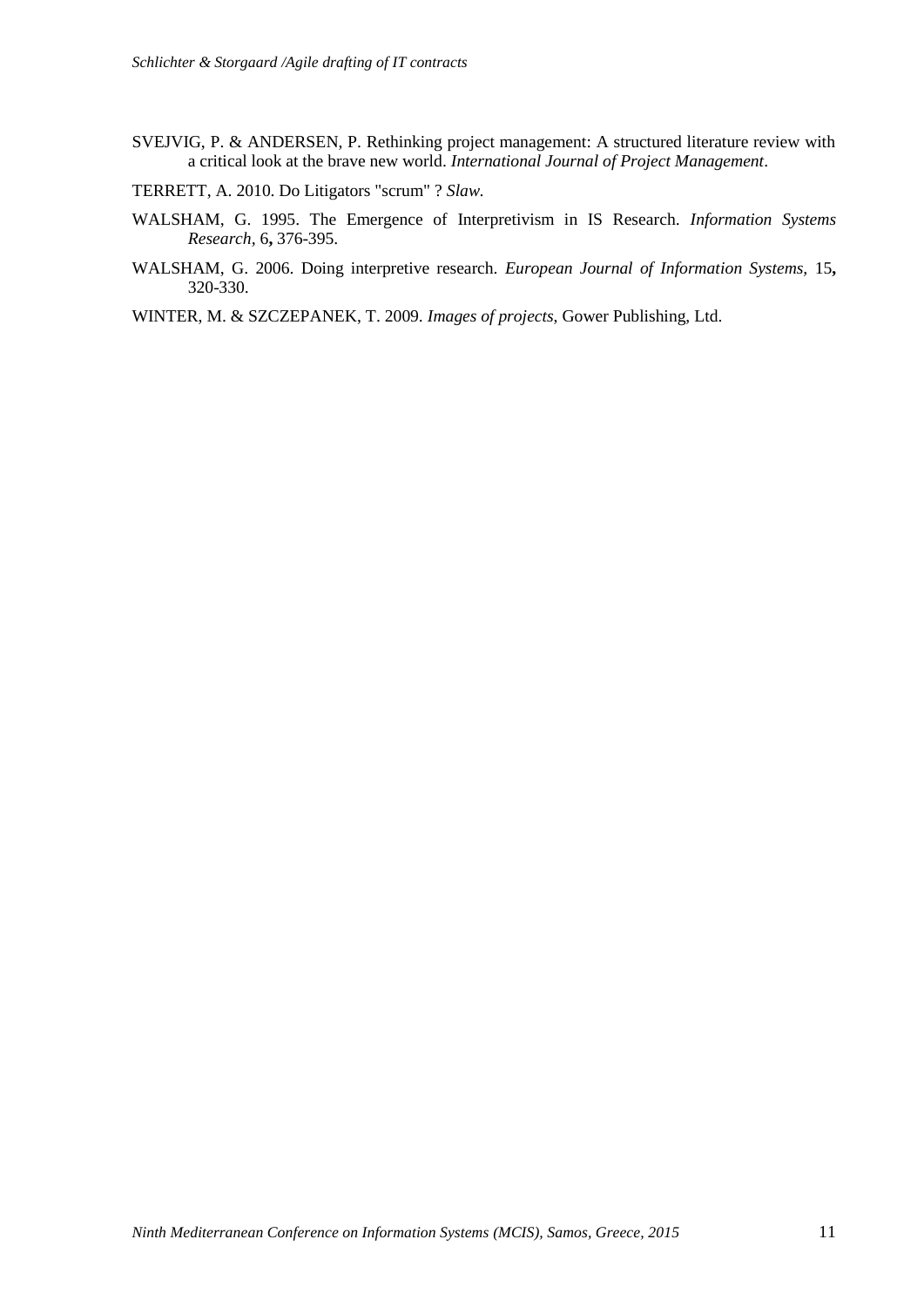SVEJVIG, P. & ANDERSEN, P. Rethinking project management: A structured literature review with a critical look at the brave new world. *International Journal of Project Management*.

TERRETT, A. 2010. Do Litigators "scrum" ? *Slaw.*

WALSHAM, G. 1995. The Emergence of Interpretivism in IS Research. *Information Systems Research,* 6**,** 376-395.

WALSHAM, G. 2006. Doing interpretive research. *European Journal of Information Systems,* 15**,** 320-330.

WINTER, M. & SZCZEPANEK, T. 2009. *Images of projects*, Gower Publishing, Ltd.